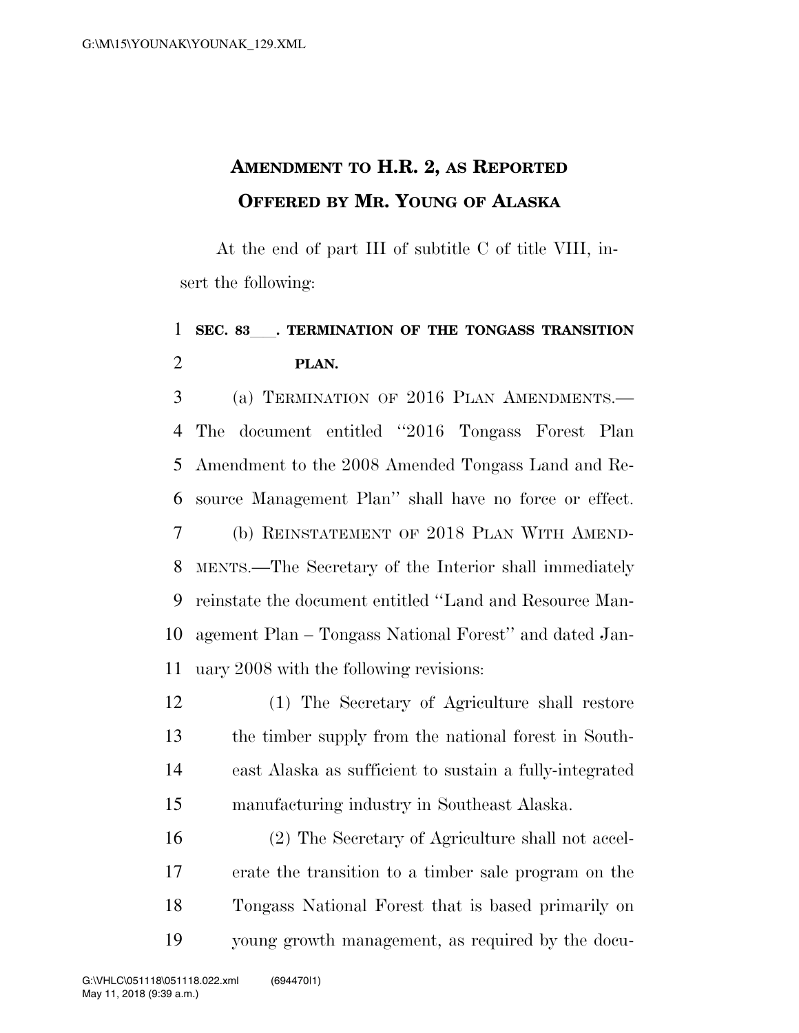# Amendment to H.R. 2, as Reported
# Offered by Mr. Young of Alaska

At the end of part III of subtitle C of title VIII, insert the following:

**SEC. 83___. TERMINATION OF THE TONGASS TRANSITION PLAN.**

(a) Termination of 2016 Plan Amendments.—The document entitled "2016 Tongass Forest Plan Amendment to the 2008 Amended Tongass Land and Resource Management Plan" shall have no force or effect.

(b) Reinstatement of 2018 Plan With Amendments.—The Secretary of the Interior shall immediately reinstate the document entitled "Land and Resource Management Plan – Tongass National Forest" and dated January 2008 with the following revisions:

(1) The Secretary of Agriculture shall restore the timber supply from the national forest in Southeast Alaska as sufficient to sustain a fully-integrated manufacturing industry in Southeast Alaska.

(2) The Secretary of Agriculture shall not accelerate the transition to a timber sale program on the Tongass National Forest that is based primarily on young growth management, as required by the docu-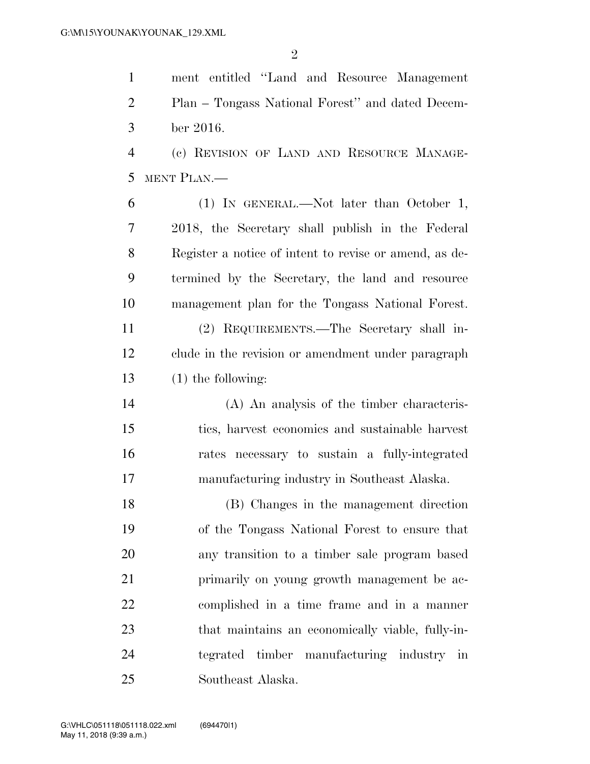ment entitled "Land and Resource Management Plan – Tongass National Forest" and dated December 2016.

(c) REVISION OF LAND AND RESOURCE MANAGEMENT PLAN.—

(1) IN GENERAL.—Not later than October 1, 2018, the Secretary shall publish in the Federal Register a notice of intent to revise or amend, as determined by the Secretary, the land and resource management plan for the Tongass National Forest.

(2) REQUIREMENTS.—The Secretary shall include in the revision or amendment under paragraph (1) the following:

(A) An analysis of the timber characteristics, harvest economics and sustainable harvest rates necessary to sustain a fully-integrated manufacturing industry in Southeast Alaska.

(B) Changes in the management direction of the Tongass National Forest to ensure that any transition to a timber sale program based primarily on young growth management be accomplished in a time frame and in a manner that maintains an economically viable, fully-integrated timber manufacturing industry in Southeast Alaska.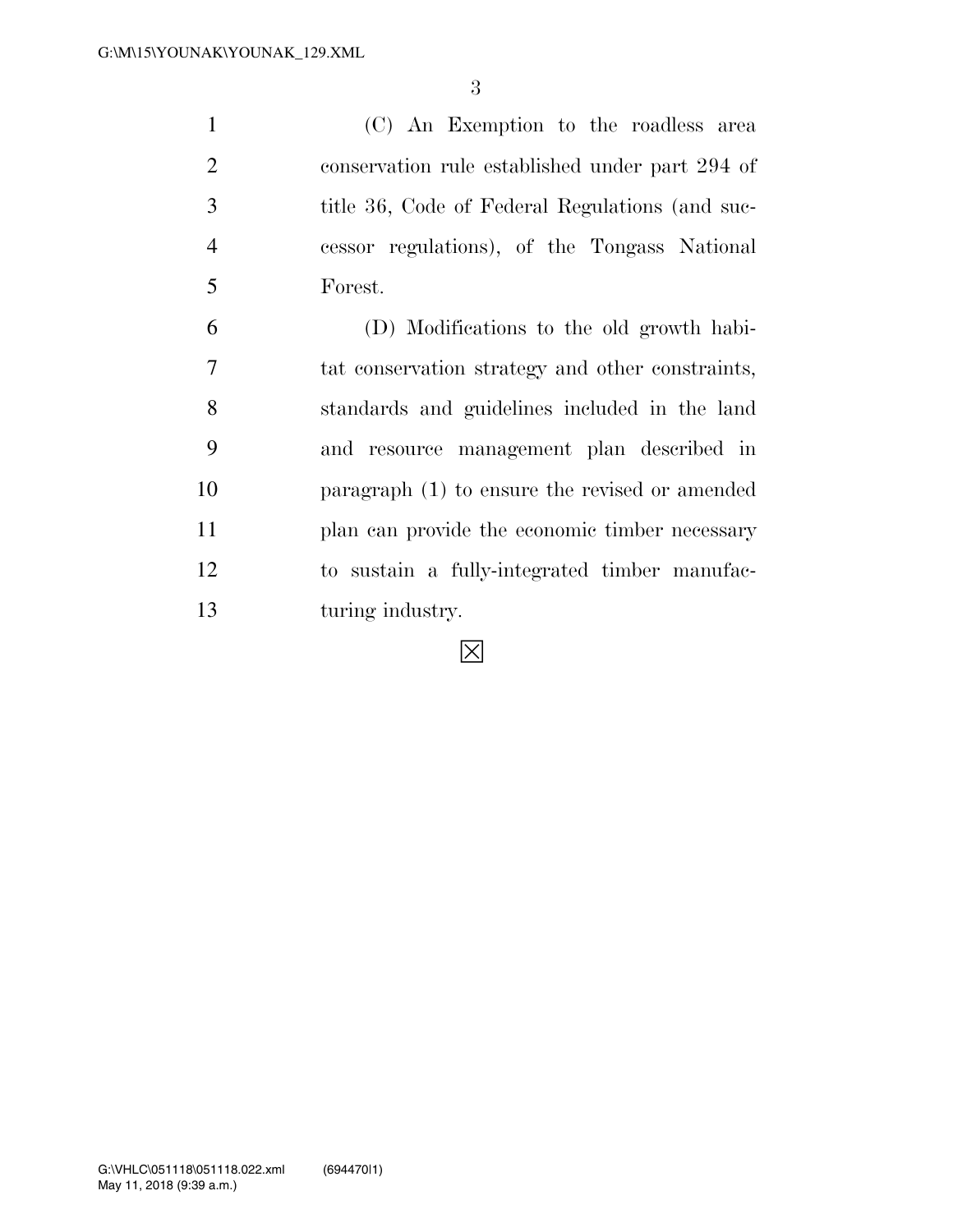(C) An Exemption to the roadless area conservation rule established under part 294 of title 36, Code of Federal Regulations (and successor regulations), of the Tongass National Forest.

(D) Modifications to the old growth habitat conservation strategy and other constraints, standards and guidelines included in the land and resource management plan described in paragraph (1) to ensure the revised or amended plan can provide the economic timber necessary to sustain a fully-integrated timber manufacturing industry.

☒